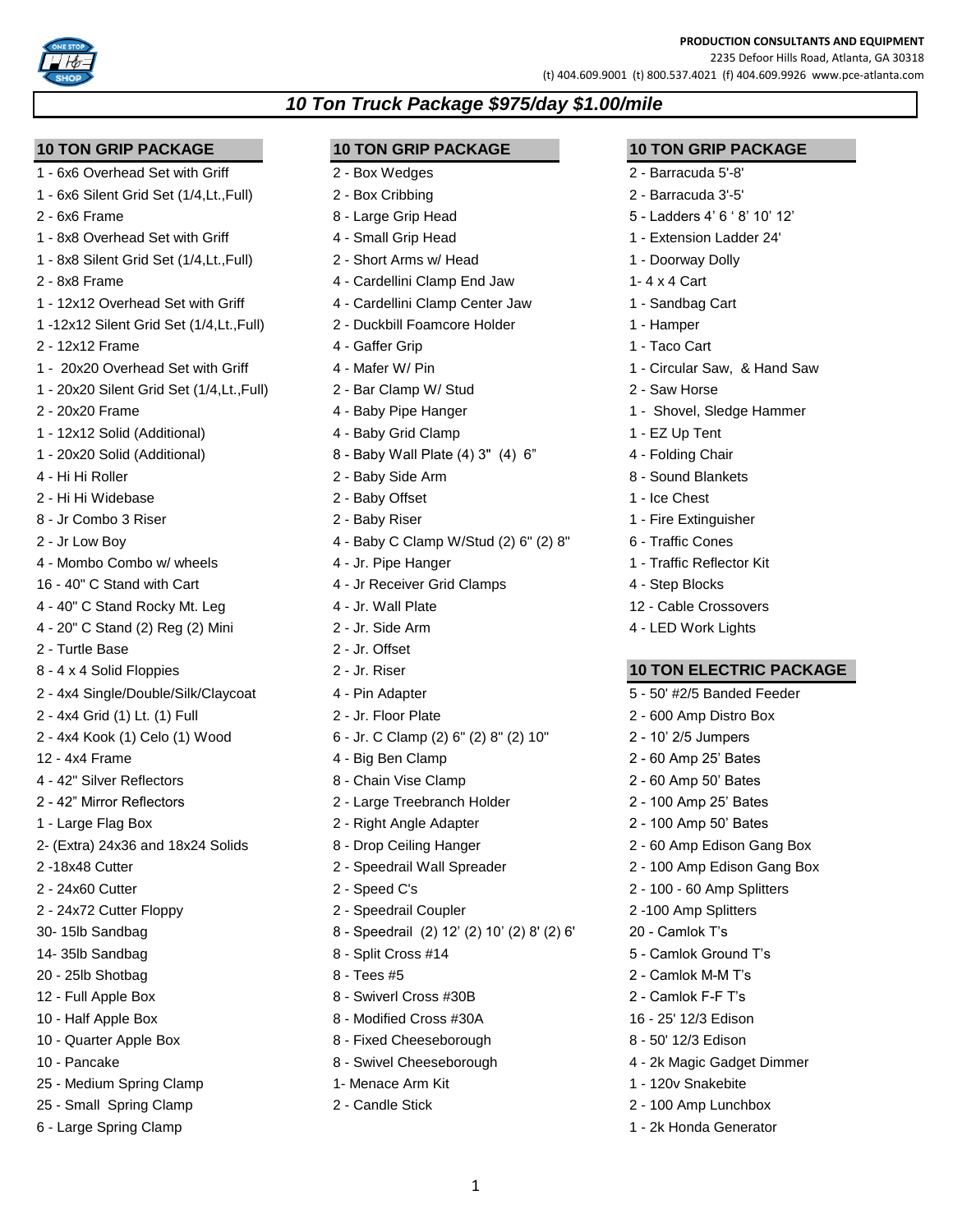**PRODUCTION CONSULTANTS AND EQUIPMENT**
2235 Defoor Hills Road, Atlanta, GA 30318
(t) 404.609.9001 (t) 800.537.4021 (f) 404.609.9926 www.pce-atlanta.com

# *10 Ton Truck Package $975/day $1.00/mile*

## 10 TON GRIP PACKAGE

1 - 6x6 Overhead Set with Griff
1 - 6x6 Silent Grid Set (1/4,Lt.,Full)
2 - 6x6 Frame
1 - 8x8 Overhead Set with Griff
1 - 8x8 Silent Grid Set (1/4,Lt.,Full)
2 - 8x8 Frame
1 - 12x12 Overhead Set with Griff
1 -12x12 Silent Grid Set (1/4,Lt.,Full)
2 - 12x12 Frame
1 - 20x20 Overhead Set with Griff
1 - 20x20 Silent Grid Set (1/4,Lt.,Full)
2 - 20x20 Frame
1 - 12x12 Solid (Additional)
1 - 20x20 Solid (Additional)
4 - Hi Hi Roller
2 - Hi Hi Widebase
8 - Jr Combo 3 Riser
2 - Jr Low Boy
4 - Mombo Combo w/ wheels
16 - 40" C Stand with Cart
4 - 40" C Stand Rocky Mt. Leg
4 - 20" C Stand (2) Reg (2) Mini
2 - Turtle Base
8 - 4 x 4 Solid Floppies
2 - 4x4 Single/Double/Silk/Claycoat
2 - 4x4 Grid (1) Lt. (1) Full
2 - 4x4 Kook (1) Celo (1) Wood
12 - 4x4 Frame
4 - 42" Silver Reflectors
2 - 42" Mirror Reflectors
1 - Large Flag Box
2- (Extra) 24x36 and 18x24 Solids
2 -18x48 Cutter
2 - 24x60 Cutter
2 - 24x72 Cutter Floppy
30- 15lb Sandbag
14- 35lb Sandbag
20 - 25lb Shotbag
12 - Full Apple Box
10 - Half Apple Box
10 - Quarter Apple Box
10 - Pancake
25 - Medium Spring Clamp
25 - Small Spring Clamp
6 - Large Spring Clamp

## 10 TON GRIP PACKAGE

2 - Box Wedges
2 - Box Cribbing
8 - Large Grip Head
4 - Small Grip Head
2 - Short Arms w/ Head
4 - Cardellini Clamp End Jaw
4 - Cardellini Clamp Center Jaw
2 - Duckbill Foamcore Holder
4 - Gaffer Grip
4 - Mafer W/ Pin
2 - Bar Clamp W/ Stud
4 - Baby Pipe Hanger
4 - Baby Grid Clamp
8 - Baby Wall Plate (4) 3" (4) 6"
2 - Baby Side Arm
2 - Baby Offset
2 - Baby Riser
4 - Baby C Clamp W/Stud (2) 6" (2) 8"
4 - Jr. Pipe Hanger
4 - Jr Receiver Grid Clamps
4 - Jr. Wall Plate
2 - Jr. Side Arm
2 - Jr. Offset
2 - Jr. Riser
4 - Pin Adapter
2 - Jr. Floor Plate
6 - Jr. C Clamp (2) 6" (2) 8" (2) 10"
4 - Big Ben Clamp
8 - Chain Vise Clamp
2 - Large Treebranch Holder
2 - Right Angle Adapter
8 - Drop Ceiling Hanger
2 - Speedrail Wall Spreader
2 - Speed C's
2 - Speedrail Coupler
8 - Speedrail (2) 12' (2) 10' (2) 8' (2) 6'
8 - Split Cross #14
8 - Tees #5
8 - Swiverl Cross #30B
8 - Modified Cross #30A
8 - Fixed Cheeseborough
8 - Swivel Cheeseborough
1- Menace Arm Kit
2 - Candle Stick

## 10 TON GRIP PACKAGE

2 - Barracuda 5'-8'
2 - Barracuda 3'-5'
5 - Ladders 4' 6 ' 8' 10' 12'
1 - Extension Ladder 24'
1 - Doorway Dolly
1- 4 x 4 Cart
1 - Sandbag Cart
1 - Hamper
1 - Taco Cart
1 - Circular Saw, & Hand Saw
2 - Saw Horse
1 - Shovel, Sledge Hammer
1 - EZ Up Tent
4 - Folding Chair
8 - Sound Blankets
1 - Ice Chest
1 - Fire Extinguisher
6 - Traffic Cones
1 - Traffic Reflector Kit
4 - Step Blocks
12 - Cable Crossovers
4 - LED Work Lights

## 10 TON ELECTRIC PACKAGE

5 - 50' #2/5 Banded Feeder
2 - 600 Amp Distro Box
2 - 10' 2/5 Jumpers
2 - 60 Amp 25' Bates
2 - 60 Amp 50' Bates
2 - 100 Amp 25' Bates
2 - 100 Amp 50' Bates
2 - 60 Amp Edison Gang Box
2 - 100 Amp Edison Gang Box
2 - 100 - 60 Amp Splitters
2 -100 Amp Splitters
20 - Camlok T's
5 - Camlok Ground T's
2 - Camlok M-M T's
2 - Camlok F-F T's
16 - 25' 12/3 Edison
8 - 50' 12/3 Edison
4 - 2k Magic Gadget Dimmer
1 - 120v Snakebite
2 - 100 Amp Lunchbox
1 - 2k Honda Generator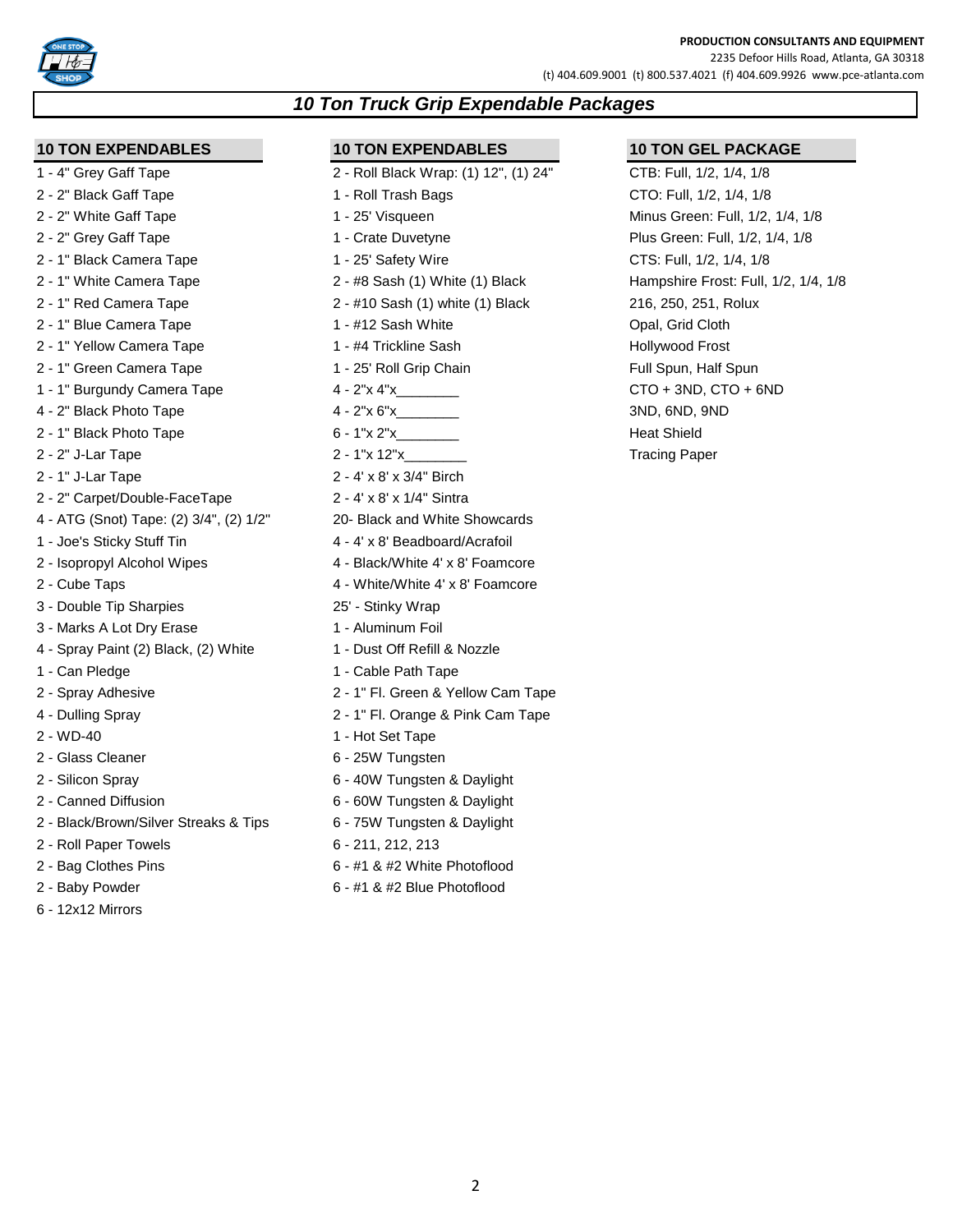**PRODUCTION CONSULTANTS AND EQUIPMENT**
2235 Defoor Hills Road, Atlanta, GA 30318
(t) 404.609.9001 (t) 800.537.4021 (f) 404.609.9926 www.pce-atlanta.com

# *10 Ton Truck Grip Expendable Packages*

## 10 TON EXPENDABLES

1 - 4" Grey Gaff Tape
2 - 2" Black Gaff Tape
2 - 2" White Gaff Tape
2 - 2" Grey Gaff Tape
2 - 1" Black Camera Tape
2 - 1" White Camera Tape
2 - 1" Red Camera Tape
2 - 1" Blue Camera Tape
2 - 1" Yellow Camera Tape
2 - 1" Green Camera Tape
1 - 1" Burgundy Camera Tape
4 - 2" Black Photo Tape
2 - 1" Black Photo Tape
2 - 2" J-Lar Tape
2 - 1" J-Lar Tape
2 - 2" Carpet/Double-FaceTape
4 - ATG (Snot) Tape: (2) 3/4", (2) 1/2"
1 - Joe's Sticky Stuff Tin
2 - Isopropyl Alcohol Wipes
2 - Cube Taps
3 - Double Tip Sharpies
3 - Marks A Lot Dry Erase
4 - Spray Paint (2) Black, (2) White
1 - Can Pledge
2 - Spray Adhesive
4 - Dulling Spray
2 - WD-40
2 - Glass Cleaner
2 - Silicon Spray
2 - Canned Diffusion
2 - Black/Brown/Silver Streaks & Tips
2 - Roll Paper Towels
2 - Bag Clothes Pins
2 - Baby Powder
6 - 12x12 Mirrors

## 10 TON EXPENDABLES

2 - Roll Black Wrap: (1) 12", (1) 24"
1 - Roll Trash Bags
1 - 25' Visqueen
1 - Crate Duvetyne
1 - 25' Safety Wire
2 - #8 Sash (1) White (1) Black
2 - #10 Sash (1) white (1) Black
1 - #12 Sash White
1 - #4 Trickline Sash
1 - 25' Roll Grip Chain
4 - 2"x 4"x________
4 - 2"x 6"x________
6 - 1"x 2"x________
2 - 1"x 12"x________
2 - 4' x 8' x 3/4" Birch
2 - 4' x 8' x 1/4" Sintra
20- Black and White Showcards
4 - 4' x 8' Beadboard/Acrafoil
4 - Black/White 4' x 8' Foamcore
4 - White/White 4' x 8' Foamcore
25' - Stinky Wrap
1 - Aluminum Foil
1 - Dust Off Refill & Nozzle
1 - Cable Path Tape
2 - 1" Fl. Green & Yellow Cam Tape
2 - 1" Fl. Orange & Pink Cam Tape
1 - Hot Set Tape
6 - 25W Tungsten
6 - 40W Tungsten & Daylight
6 - 60W Tungsten & Daylight
6 - 75W Tungsten & Daylight
6 - 211, 212, 213
6 - #1 & #2 White Photoflood
6 - #1 & #2 Blue Photoflood

## 10 TON GEL PACKAGE

CTB: Full, 1/2, 1/4, 1/8
CTO: Full, 1/2, 1/4, 1/8
Minus Green: Full, 1/2, 1/4, 1/8
Plus Green: Full, 1/2, 1/4, 1/8
CTS: Full, 1/2, 1/4, 1/8
Hampshire Frost: Full, 1/2, 1/4, 1/8
216, 250, 251, Rolux
Opal, Grid Cloth
Hollywood Frost
Full Spun, Half Spun
CTO + 3ND, CTO + 6ND
3ND, 6ND, 9ND
Heat Shield
Tracing Paper